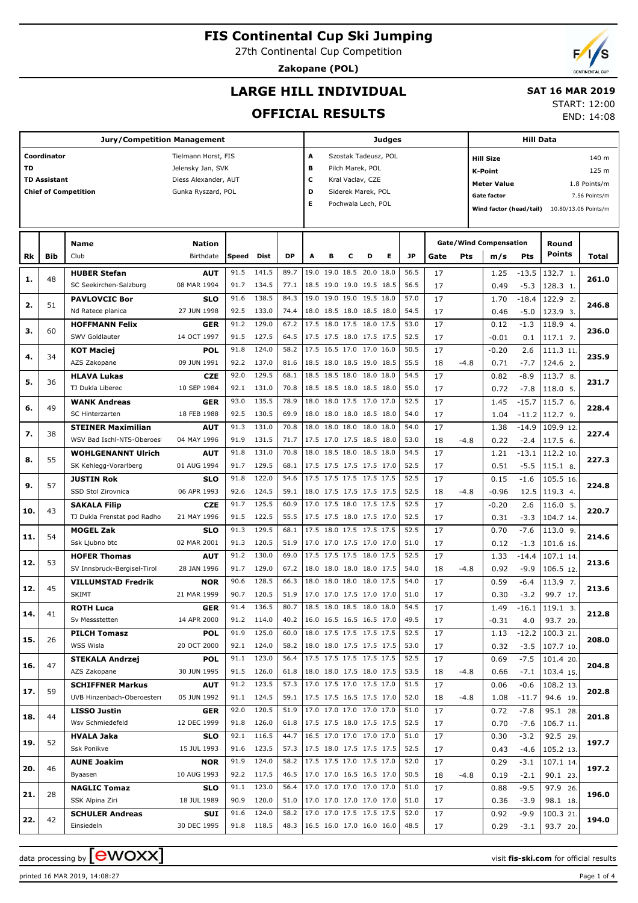# FIS Continental Cup Ski Jumping

27th Continental Cup Competition

**Zakopane (POL)**

## LARGE HILL INDIVIDUAL

## OFFICIAL RESULTS

**SAT 16 MAR 2019**

START: 12:00

END: 14:08

| Jury/Competition Management | |
|---|---|
| Coordinator | Tielmann Horst, FIS |
| TD | Jelensky Jan, SVK |
| TD Assistant | Diess Alexander, AUT |
| Chief of Competition | Gunka Ryszard, POL |

| Judges | |
|---|---|
| A | Szostak Tadeusz, POL |
| B | Pilch Marek, POL |
| C | Kral Vaclav, CZE |
| D | Siderek Marek, POL |
| E | Pochwala Lech, POL |

| Hill Data | |
|---|---|
| Hill Size | 140 m |
| K-Point | 125 m |
| Meter Value | 1.8 Points/m |
| Gate factor | 7.56 Points/m |
| Wind factor (head/tail) | 10.80/13.06 Points/m |

| Rk | Bib | Name / Club | Nation / Birthdate | Speed | Dist | DP | A | B | C | D | E | JP | Gate | Pts | m/s | Pts | Round Points | Total |
|---|---|---|---|---|---|---|---|---|---|---|---|---|---|---|---|---|---|---|
| 1. | 48 | **HUBER Stefan** | **AUT** | 91.5 | 141.5 | 89.7 | 19.0 | 19.0 | 18.5 | 20.0 | 18.0 | 56.5 | 17 | | 1.25 | -13.5 | 132.7 1. | 261.0 |
| | | SC Seekirchen-Salzburg | 08 MAR 1994 | 91.7 | 134.5 | 77.1 | 18.5 | 19.0 | 19.0 | 19.5 | 18.5 | 56.5 | 17 | | 0.49 | -5.3 | 128.3 1. | |
| 2. | 51 | **PAVLOVCIC Bor** | **SLO** | 91.6 | 138.5 | 84.3 | 19.0 | 19.0 | 19.0 | 19.5 | 18.0 | 57.0 | 17 | | 1.70 | -18.4 | 122.9 2. | 246.8 |
| | | Nd Ratece planica | 27 JUN 1998 | 92.5 | 133.0 | 74.4 | 18.0 | 18.5 | 18.0 | 18.5 | 18.0 | 54.5 | 17 | | 0.46 | -5.0 | 123.9 3. | |
| 3. | 60 | **HOFFMANN Felix** | **GER** | 91.2 | 129.0 | 67.2 | 17.5 | 18.0 | 17.5 | 18.0 | 17.5 | 53.0 | 17 | | 0.12 | -1.3 | 118.9 4. | 236.0 |
| | | SWV Goldlauter | 14 OCT 1997 | 91.5 | 127.5 | 64.5 | 17.5 | 17.5 | 18.0 | 17.5 | 17.5 | 52.5 | 17 | | -0.01 | 0.1 | 117.1 7. | |
| 4. | 34 | **KOT Maciej** | **POL** | 91.8 | 124.0 | 58.2 | 17.5 | 16.5 | 17.0 | 17.0 | 16.0 | 50.5 | 17 | | -0.20 | 2.6 | 111.3 11. | 235.9 |
| | | AZS Zakopane | 09 JUN 1991 | 92.2 | 137.0 | 81.6 | 18.5 | 18.0 | 18.5 | 19.0 | 18.5 | 55.5 | 18 | -4.8 | 0.71 | -7.7 | 124.6 2. | |
| 5. | 36 | **HLAVA Lukas** | **CZE** | 92.0 | 129.5 | 68.1 | 18.5 | 18.5 | 18.0 | 18.0 | 18.0 | 54.5 | 17 | | 0.82 | -8.9 | 113.7 8. | 231.7 |
| | | TJ Dukla Liberec | 10 SEP 1984 | 92.1 | 131.0 | 70.8 | 18.5 | 18.5 | 18.0 | 18.5 | 18.0 | 55.0 | 17 | | 0.72 | -7.8 | 118.0 5. | |
| 6. | 49 | **WANK Andreas** | **GER** | 93.0 | 135.5 | 78.9 | 18.0 | 18.0 | 17.5 | 17.0 | 17.0 | 52.5 | 17 | | 1.45 | -15.7 | 115.7 6. | 228.4 |
| | | SC Hinterzarten | 18 FEB 1988 | 92.5 | 130.5 | 69.9 | 18.0 | 18.0 | 18.0 | 18.5 | 18.0 | 54.0 | 17 | | 1.04 | -11.2 | 112.7 9. | |
| 7. | 38 | **STEINER Maximilian** | **AUT** | 91.3 | 131.0 | 70.8 | 18.0 | 18.0 | 18.0 | 18.0 | 18.0 | 54.0 | 17 | | 1.38 | -14.9 | 109.9 12. | 227.4 |
| | | WSV Bad Ischl-NTS-Oberoes | 04 MAY 1996 | 91.9 | 131.5 | 71.7 | 17.5 | 17.0 | 17.5 | 18.5 | 18.0 | 53.0 | 18 | -4.8 | 0.22 | -2.4 | 117.5 6. | |
| 8. | 55 | **WOHLGENANNT Ulrich** | **AUT** | 91.8 | 131.0 | 70.8 | 18.0 | 18.5 | 18.0 | 18.5 | 18.0 | 54.5 | 17 | | 1.21 | -13.1 | 112.2 10. | 227.3 |
| | | SK Kehlegg-Vorarlberg | 01 AUG 1994 | 91.7 | 129.5 | 68.1 | 17.5 | 17.5 | 17.5 | 17.5 | 17.0 | 52.5 | 17 | | 0.51 | -5.5 | 115.1 8. | |
| 9. | 57 | **JUSTIN Rok** | **SLO** | 91.8 | 122.0 | 54.6 | 17.5 | 17.5 | 17.5 | 17.5 | 17.5 | 52.5 | 17 | | 0.15 | -1.6 | 105.5 16. | 224.8 |
| | | SSD Stol Zirovnica | 06 APR 1993 | 92.6 | 124.5 | 59.1 | 18.0 | 17.5 | 17.5 | 17.5 | 17.5 | 52.5 | 18 | -4.8 | -0.96 | 12.5 | 119.3 4. | |
| 10. | 43 | **SAKALA Filip** | **CZE** | 91.7 | 125.5 | 60.9 | 17.0 | 17.5 | 18.0 | 17.5 | 17.5 | 52.5 | 17 | | -0.20 | 2.6 | 116.0 5. | 220.7 |
| | | TJ Dukla Frenstat pod Radho | 21 MAY 1996 | 91.5 | 122.5 | 55.5 | 17.5 | 17.5 | 18.0 | 17.5 | 17.0 | 52.5 | 17 | | 0.31 | -3.3 | 104.7 14. | |
| 11. | 54 | **MOGEL Zak** | **SLO** | 91.3 | 129.5 | 68.1 | 17.5 | 18.0 | 17.5 | 17.5 | 17.5 | 52.5 | 17 | | 0.70 | -7.6 | 113.0 9. | 214.6 |
| | | Ssk Ljubno btc | 02 MAR 2001 | 91.3 | 120.5 | 51.9 | 17.0 | 17.0 | 17.5 | 17.0 | 17.0 | 51.0 | 17 | | 0.12 | -1.3 | 101.6 16. | |
| 12. | 53 | **HOFER Thomas** | **AUT** | 91.2 | 130.0 | 69.0 | 17.5 | 17.5 | 17.5 | 18.0 | 17.5 | 52.5 | 17 | | 1.33 | -14.4 | 107.1 14. | 213.6 |
| | | SV Innsbruck-Bergisel-Tirol | 28 JAN 1996 | 91.7 | 129.0 | 67.2 | 18.0 | 18.0 | 18.0 | 18.0 | 17.5 | 54.0 | 18 | -4.8 | 0.92 | -9.9 | 106.5 12. | |
| 12. | 45 | **VILLUMSTAD Fredrik** | **NOR** | 90.6 | 128.5 | 66.3 | 18.0 | 18.0 | 18.0 | 18.0 | 17.5 | 54.0 | 17 | | 0.59 | -6.4 | 113.9 7. | 213.6 |
| | | SKIMT | 21 MAR 1999 | 90.7 | 120.5 | 51.9 | 17.0 | 17.0 | 17.5 | 17.0 | 17.0 | 51.0 | 17 | | 0.30 | -3.2 | 99.7 17. | |
| 14. | 41 | **ROTH Luca** | **GER** | 91.4 | 136.5 | 80.7 | 18.5 | 18.0 | 18.5 | 18.0 | 18.0 | 54.5 | 17 | | 1.49 | -16.1 | 119.1 3. | 212.8 |
| | | Sv Messstetten | 14 APR 2000 | 91.2 | 114.0 | 40.2 | 16.0 | 16.5 | 16.5 | 16.5 | 17.0 | 49.5 | 17 | | -0.31 | 4.0 | 93.7 20. | |
| 15. | 26 | **PILCH Tomasz** | **POL** | 91.9 | 125.0 | 60.0 | 18.0 | 17.5 | 17.5 | 17.5 | 17.5 | 52.5 | 17 | | 1.13 | -12.2 | 100.3 21. | 208.0 |
| | | WSS Wisla | 20 OCT 2000 | 92.1 | 124.0 | 58.2 | 18.0 | 18.0 | 17.5 | 17.5 | 17.5 | 53.0 | 17 | | 0.32 | -3.5 | 107.7 10. | |
| 16. | 47 | **STEKALA Andrzej** | **POL** | 91.1 | 123.0 | 56.4 | 17.5 | 17.5 | 17.5 | 17.5 | 17.5 | 52.5 | 17 | | 0.69 | -7.5 | 101.4 20. | 204.8 |
| | | AZS Zakopane | 30 JUN 1995 | 91.5 | 126.0 | 61.8 | 18.0 | 18.0 | 17.5 | 18.0 | 17.5 | 53.5 | 18 | -4.8 | 0.66 | -7.1 | 103.4 15. | |
| 17. | 59 | **SCHIFFNER Markus** | **AUT** | 91.2 | 123.5 | 57.3 | 17.0 | 17.5 | 17.0 | 17.5 | 17.0 | 51.5 | 17 | | 0.06 | -0.6 | 108.2 13. | 202.8 |
| | | UVB Hinzenbach-Oberoesterr | 05 JUN 1992 | 91.1 | 124.5 | 59.1 | 17.5 | 17.5 | 16.5 | 17.5 | 17.0 | 52.0 | 18 | -4.8 | 1.08 | -11.7 | 94.6 19. | |
| 18. | 44 | **LISSO Justin** | **GER** | 92.0 | 120.5 | 51.9 | 17.0 | 17.0 | 17.0 | 17.0 | 17.0 | 51.0 | 17 | | 0.72 | -7.8 | 95.1 28. | 201.8 |
| | | Wsv Schmiedefeld | 12 DEC 1999 | 91.8 | 126.0 | 61.8 | 17.5 | 17.5 | 18.0 | 17.5 | 17.5 | 52.5 | 17 | | 0.70 | -7.6 | 106.7 11. | |
| 19. | 52 | **HVALA Jaka** | **SLO** | 92.1 | 116.5 | 44.7 | 16.5 | 17.0 | 17.0 | 17.0 | 17.0 | 51.0 | 17 | | 0.30 | -3.2 | 92.5 29. | 197.7 |
| | | Ssk Ponikve | 15 JUL 1993 | 91.6 | 123.5 | 57.3 | 17.5 | 18.0 | 17.5 | 17.5 | 17.5 | 52.5 | 17 | | 0.43 | -4.6 | 105.2 13. | |
| 20. | 46 | **AUNE Joakim** | **NOR** | 91.9 | 124.0 | 58.2 | 17.5 | 17.5 | 17.0 | 17.5 | 17.0 | 52.0 | 17 | | 0.29 | -3.1 | 107.1 14. | 197.2 |
| | | Byaasen | 10 AUG 1993 | 92.2 | 117.5 | 46.5 | 17.0 | 17.0 | 16.5 | 16.5 | 17.0 | 50.5 | 18 | -4.8 | 0.19 | -2.1 | 90.1 23. | |
| 21. | 28 | **NAGLIC Tomaz** | **SLO** | 91.1 | 123.0 | 56.4 | 17.0 | 17.0 | 17.0 | 17.0 | 17.0 | 51.0 | 17 | | 0.88 | -9.5 | 97.9 26. | 196.0 |
| | | SSK Alpina Ziri | 18 JUL 1989 | 90.9 | 120.0 | 51.0 | 17.0 | 17.0 | 17.0 | 17.0 | 17.0 | 51.0 | 17 | | 0.36 | -3.9 | 98.1 18. | |
| 22. | 42 | **SCHULER Andreas** | **SUI** | 91.6 | 124.0 | 58.2 | 17.0 | 17.0 | 17.5 | 17.5 | 17.5 | 52.0 | 17 | | 0.92 | -9.9 | 100.3 21. | 194.0 |
| | | Einsiedeln | 30 DEC 1995 | 91.8 | 118.5 | 48.3 | 16.5 | 16.0 | 17.0 | 16.0 | 16.0 | 48.5 | 17 | | 0.29 | -3.1 | 93.7 20. | |

data processing by ewoxx — visit fis-ski.com for official results

printed 16 MAR 2019, 14:08:27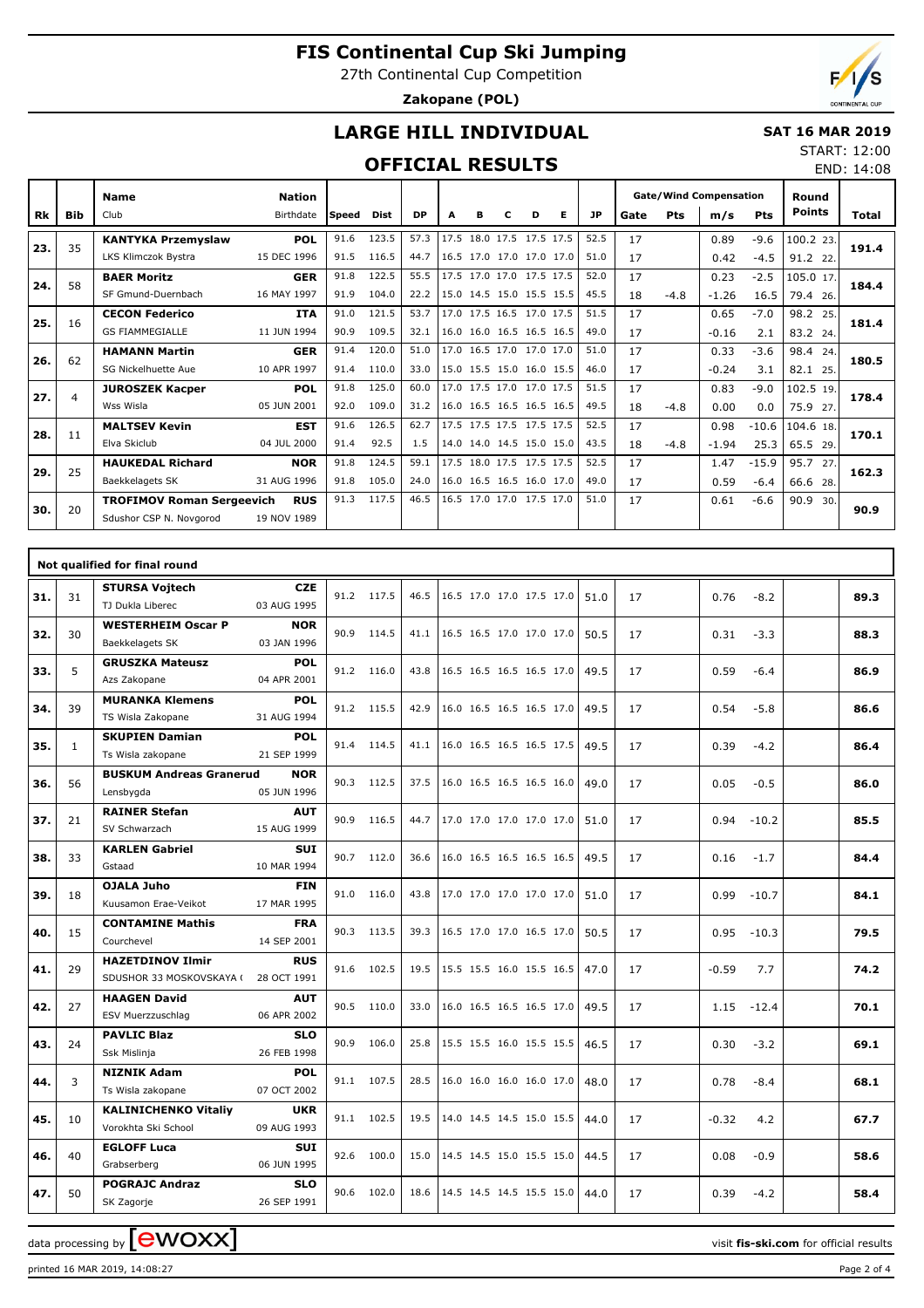# FIS Continental Cup Ski Jumping

27th Continental Cup Competition

**Zakopane (POL)**

## LARGE HILL INDIVIDUAL

**SAT 16 MAR 2019**

START: 12:00
END: 14:08

## OFFICIAL RESULTS

| Rk | Bib | Name / Club | Nation / Birthdate | Speed | Dist | DP | A | B | C | D | E | JP | Gate | Pts | m/s | Pts | Round Points | Total |
|---|---|---|---|---|---|---|---|---|---|---|---|---|---|---|---|---|---|---|
| 23. | 35 | **KANTYKA Przemyslaw** | **POL** | 91.6 | 123.5 | 57.3 | 17.5 | 18.0 | 17.5 | 17.5 | 17.5 | 52.5 | 17 | | 0.89 | -9.6 | 100.2 23. | **191.4** |
| | | LKS Klimczok Bystra | 15 DEC 1996 | 91.5 | 116.5 | 44.7 | 16.5 | 17.0 | 17.0 | 17.0 | 17.0 | 51.0 | 17 | | 0.42 | -4.5 | 91.2 22. | |
| 24. | 58 | **BAER Moritz** | **GER** | 91.8 | 122.5 | 55.5 | 17.5 | 17.0 | 17.0 | 17.5 | 17.5 | 52.0 | 17 | | 0.23 | -2.5 | 105.0 17. | **184.4** |
| | | SF Gmund-Duernbach | 16 MAY 1997 | 91.9 | 104.0 | 22.2 | 15.0 | 14.5 | 15.0 | 15.5 | 15.5 | 45.5 | 18 | -4.8 | -1.26 | 16.5 | 79.4 26. | |
| 25. | 16 | **CECON Federico** | **ITA** | 91.0 | 121.5 | 53.7 | 17.0 | 17.5 | 16.5 | 17.0 | 17.5 | 51.5 | 17 | | 0.65 | -7.0 | 98.2 25. | **181.4** |
| | | GS FIAMMEGIALLE | 11 JUN 1994 | 90.9 | 109.5 | 32.1 | 16.0 | 16.0 | 16.5 | 16.5 | 16.5 | 49.0 | 17 | | -0.16 | 2.1 | 83.2 24. | |
| 26. | 62 | **HAMANN Martin** | **GER** | 91.4 | 120.0 | 51.0 | 17.0 | 16.5 | 17.0 | 17.0 | 17.0 | 51.0 | 17 | | 0.33 | -3.6 | 98.4 24. | **180.5** |
| | | SG Nickelhuette Aue | 10 APR 1997 | 91.4 | 110.0 | 33.0 | 15.0 | 15.5 | 15.0 | 16.0 | 15.5 | 46.0 | 17 | | -0.24 | 3.1 | 82.1 25. | |
| 27. | 4 | **JUROSZEK Kacper** | **POL** | 91.8 | 125.0 | 60.0 | 17.0 | 17.5 | 17.0 | 17.0 | 17.5 | 51.5 | 17 | | 0.83 | -9.0 | 102.5 19. | **178.4** |
| | | Wss Wisla | 05 JUN 2001 | 92.0 | 109.0 | 31.2 | 16.0 | 16.5 | 16.5 | 16.5 | 16.5 | 49.5 | 18 | -4.8 | 0.00 | 0.0 | 75.9 27. | |
| 28. | 11 | **MALTSEV Kevin** | **EST** | 91.6 | 126.5 | 62.7 | 17.5 | 17.5 | 17.5 | 17.5 | 17.5 | 52.5 | 17 | | 0.98 | -10.6 | 104.6 18. | **170.1** |
| | | Elva Skiclub | 04 JUL 2000 | 91.4 | 92.5 | 1.5 | 14.0 | 14.0 | 14.5 | 15.0 | 15.0 | 43.5 | 18 | -4.8 | -1.94 | 25.3 | 65.5 29. | |
| 29. | 25 | **HAUKEDAL Richard** | **NOR** | 91.8 | 124.5 | 59.1 | 17.5 | 18.0 | 17.5 | 17.5 | 17.5 | 52.5 | 17 | | 1.47 | -15.9 | 95.7 27. | **162.3** |
| | | Baekkelagets SK | 31 AUG 1996 | 91.8 | 105.0 | 24.0 | 16.0 | 16.5 | 16.5 | 16.0 | 17.0 | 49.0 | 17 | | 0.59 | -6.4 | 66.6 28. | |
| 30. | 20 | **TROFIMOV Roman Sergeevich** | **RUS** | 91.3 | 117.5 | 46.5 | 16.5 | 17.0 | 17.0 | 17.5 | 17.0 | 51.0 | 17 | | 0.61 | -6.6 | 90.9 30. | **90.9** |
| | | Sdushor CSP N. Novgorod | 19 NOV 1989 | | | | | | | | | | | | | | | |

### Not qualified for final round

| Rk | Bib | Name / Club | Nation / Birthdate | Speed | Dist | DP | A | B | C | D | E | JP | Gate | Pts | m/s | Pts | Round Points | Total |
|---|---|---|---|---|---|---|---|---|---|---|---|---|---|---|---|---|---|---|
| 31. | 31 | **STURSA Vojtech**<br>TJ Dukla Liberec | **CZE**<br>03 AUG 1995 | 91.2 | 117.5 | 46.5 | 16.5 | 17.0 | 17.0 | 17.5 | 17.0 | 51.0 | 17 | | 0.76 | -8.2 | | **89.3** |
| 32. | 30 | **WESTERHEIM Oscar P**<br>Baekkelagets SK | **NOR**<br>03 JAN 1996 | 90.9 | 114.5 | 41.1 | 16.5 | 16.5 | 17.0 | 17.0 | 17.0 | 50.5 | 17 | | 0.31 | -3.3 | | **88.3** |
| 33. | 5 | **GRUSZKA Mateusz**<br>Azs Zakopane | **POL**<br>04 APR 2001 | 91.2 | 116.0 | 43.8 | 16.5 | 16.5 | 16.5 | 16.5 | 17.0 | 49.5 | 17 | | 0.59 | -6.4 | | **86.9** |
| 34. | 39 | **MURANKA Klemens**<br>TS Wisla Zakopane | **POL**<br>31 AUG 1994 | 91.2 | 115.5 | 42.9 | 16.0 | 16.5 | 16.5 | 16.5 | 17.0 | 49.5 | 17 | | 0.54 | -5.8 | | **86.6** |
| 35. | 1 | **SKUPIEN Damian**<br>Ts Wisla zakopane | **POL**<br>21 SEP 1999 | 91.4 | 114.5 | 41.1 | 16.0 | 16.5 | 16.5 | 16.5 | 17.5 | 49.5 | 17 | | 0.39 | -4.2 | | **86.4** |
| 36. | 56 | **BUSKUM Andreas Granerud**<br>Lensbygda | **NOR**<br>05 JUN 1996 | 90.3 | 112.5 | 37.5 | 16.0 | 16.5 | 16.5 | 16.5 | 16.0 | 49.0 | 17 | | 0.05 | -0.5 | | **86.0** |
| 37. | 21 | **RAINER Stefan**<br>SV Schwarzach | **AUT**<br>15 AUG 1999 | 90.9 | 116.5 | 44.7 | 17.0 | 17.0 | 17.0 | 17.0 | 17.0 | 51.0 | 17 | | 0.94 | -10.2 | | **85.5** |
| 38. | 33 | **KARLEN Gabriel**<br>Gstaad | **SUI**<br>10 MAR 1994 | 90.7 | 112.0 | 36.6 | 16.0 | 16.5 | 16.5 | 16.5 | 16.5 | 49.5 | 17 | | 0.16 | -1.7 | | **84.4** |
| 39. | 18 | **OJALA Juho**<br>Kuusamon Erae-Veikot | **FIN**<br>17 MAR 1995 | 91.0 | 116.0 | 43.8 | 17.0 | 17.0 | 17.0 | 17.0 | 17.0 | 51.0 | 17 | | 0.99 | -10.7 | | **84.1** |
| 40. | 15 | **CONTAMINE Mathis**<br>Courchevel | **FRA**<br>14 SEP 2001 | 90.3 | 113.5 | 39.3 | 16.5 | 17.0 | 17.0 | 16.5 | 17.0 | 50.5 | 17 | | 0.95 | -10.3 | | **79.5** |
| 41. | 29 | **HAZETDINOV Ilmir**<br>SDUSHOR 33 MOSKOVSKAYA ( | **RUS**<br>28 OCT 1991 | 91.6 | 102.5 | 19.5 | 15.5 | 15.5 | 16.0 | 15.5 | 16.5 | 47.0 | 17 | | -0.59 | 7.7 | | **74.2** |
| 42. | 27 | **HAAGEN David**<br>ESV Muerzzuschlag | **AUT**<br>06 APR 2002 | 90.5 | 110.0 | 33.0 | 16.0 | 16.5 | 16.5 | 16.5 | 17.0 | 49.5 | 17 | | 1.15 | -12.4 | | **70.1** |
| 43. | 24 | **PAVLIC Blaz**<br>Ssk Mislinja | **SLO**<br>26 FEB 1998 | 90.9 | 106.0 | 25.8 | 15.5 | 15.5 | 16.0 | 15.5 | 15.5 | 46.5 | 17 | | 0.30 | -3.2 | | **69.1** |
| 44. | 3 | **NIZNIK Adam**<br>Ts Wisla zakopane | **POL**<br>07 OCT 2002 | 91.1 | 107.5 | 28.5 | 16.0 | 16.0 | 16.0 | 16.0 | 17.0 | 48.0 | 17 | | 0.78 | -8.4 | | **68.1** |
| 45. | 10 | **KALINICHENKO Vitaliy**<br>Vorokhta Ski School | **UKR**<br>09 AUG 1993 | 91.1 | 102.5 | 19.5 | 14.0 | 14.5 | 14.5 | 15.0 | 15.5 | 44.0 | 17 | | -0.32 | 4.2 | | **67.7** |
| 46. | 40 | **EGLOFF Luca**<br>Grabserberg | **SUI**<br>06 JUN 1995 | 92.6 | 100.0 | 15.0 | 14.5 | 14.5 | 15.0 | 15.5 | 15.0 | 44.5 | 17 | | 0.08 | -0.9 | | **58.6** |
| 47. | 50 | **POGRAJC Andraz**<br>SK Zagorje | **SLO**<br>26 SEP 1991 | 90.6 | 102.0 | 18.6 | 14.5 | 14.5 | 14.5 | 15.5 | 15.0 | 44.0 | 17 | | 0.39 | -4.2 | | **58.4** |

data processing by EWOXX — visit **fis-ski.com** for official results

printed 16 MAR 2019, 14:08:27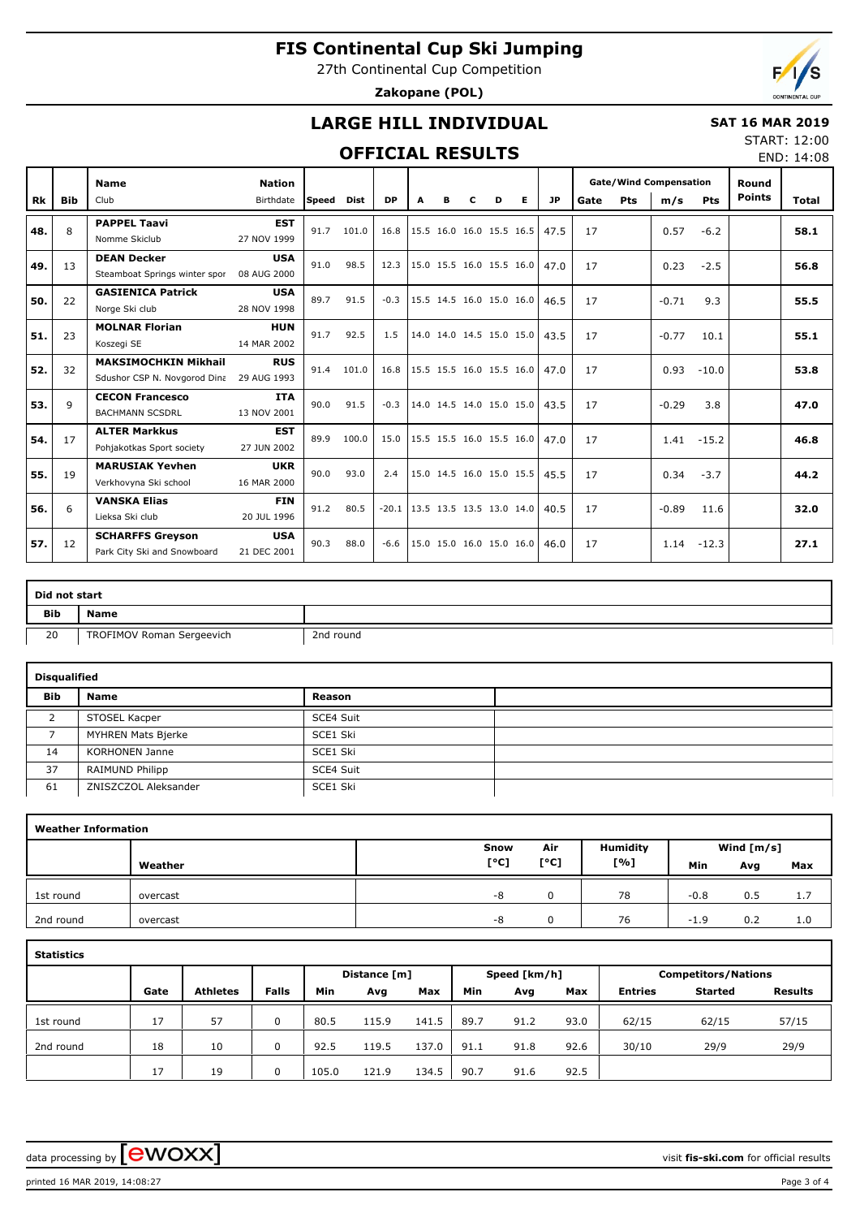# FIS Continental Cup Ski Jumping

27th Continental Cup Competition

**Zakopane (POL)**

## LARGE HILL INDIVIDUAL

**SAT 16 MAR 2019**

START: 12:00

END: 14:08

## OFFICIAL RESULTS

| Rk | Bib | Name / Club | Nation / Birthdate | Speed | Dist | DP | A | B | C | D | E | JP | Gate | Pts | m/s | Pts | Round Points | Total |
|---|---|---|---|---|---|---|---|---|---|---|---|---|---|---|---|---|---|---|
| 48. | 8 | **PAPPEL Taavi** Nomme Skiclub | **EST** 27 NOV 1999 | 91.7 | 101.0 | 16.8 | 15.5 | 16.0 | 16.0 | 15.5 | 16.5 | 47.5 | 17 | | 0.57 | -6.2 | | **58.1** |
| 49. | 13 | **DEAN Decker** Steamboat Springs winter spor | **USA** 08 AUG 2000 | 91.0 | 98.5 | 12.3 | 15.0 | 15.5 | 16.0 | 15.5 | 16.0 | 47.0 | 17 | | 0.23 | -2.5 | | **56.8** |
| 50. | 22 | **GASIENICA Patrick** Norge Ski club | **USA** 28 NOV 1998 | 89.7 | 91.5 | -0.3 | 15.5 | 14.5 | 16.0 | 15.0 | 16.0 | 46.5 | 17 | | -0.71 | 9.3 | | **55.5** |
| 51. | 23 | **MOLNAR Florian** Koszegi SE | **HUN** 14 MAR 2002 | 91.7 | 92.5 | 1.5 | 14.0 | 14.0 | 14.5 | 15.0 | 15.0 | 43.5 | 17 | | -0.77 | 10.1 | | **55.1** |
| 52. | 32 | **MAKSIMOCHKIN Mikhail** Sdushor CSP N. Novgorod Dina | **RUS** 29 AUG 1993 | 91.4 | 101.0 | 16.8 | 15.5 | 15.5 | 16.0 | 15.5 | 16.0 | 47.0 | 17 | | 0.93 | -10.0 | | **53.8** |
| 53. | 9 | **CECON Francesco** BACHMANN SCSDRL | **ITA** 13 NOV 2001 | 90.0 | 91.5 | -0.3 | 14.0 | 14.5 | 14.0 | 15.0 | 15.0 | 43.5 | 17 | | -0.29 | 3.8 | | **47.0** |
| 54. | 17 | **ALTER Markkus** Pohjakotkas Sport society | **EST** 27 JUN 2002 | 89.9 | 100.0 | 15.0 | 15.5 | 15.5 | 16.0 | 15.5 | 16.0 | 47.0 | 17 | | 1.41 | -15.2 | | **46.8** |
| 55. | 19 | **MARUSIAK Yevhen** Verkhovyna Ski school | **UKR** 16 MAR 2000 | 90.0 | 93.0 | 2.4 | 15.0 | 14.5 | 16.0 | 15.0 | 15.5 | 45.5 | 17 | | 0.34 | -3.7 | | **44.2** |
| 56. | 6 | **VANSKA Elias** Lieksa Ski club | **FIN** 20 JUL 1996 | 91.2 | 80.5 | -20.1 | 13.5 | 13.5 | 13.5 | 13.0 | 14.0 | 40.5 | 17 | | -0.89 | 11.6 | | **32.0** |
| 57. | 12 | **SCHARFFS Greyson** Park City Ski and Snowboard | **USA** 21 DEC 2001 | 90.3 | 88.0 | -6.6 | 15.0 | 15.0 | 16.0 | 15.0 | 16.0 | 46.0 | 17 | | 1.14 | -12.3 | | **27.1** |

### Did not start

| Bib | Name | |
|---|---|---|
| 20 | TROFIMOV Roman Sergeevich | 2nd round |

### Disqualified

| Bib | Name | Reason |
|---|---|---|
| 2 | STOSEL Kacper | SCE4 Suit |
| 7 | MYHREN Mats Bjerke | SCE1 Ski |
| 14 | KORHONEN Janne | SCE1 Ski |
| 37 | RAIMUND Philipp | SCE4 Suit |
| 61 | ZNISZCZOL Aleksander | SCE1 Ski |

### Weather Information

| | Weather | Snow [°C] | Air [°C] | Humidity [%] | Wind [m/s] Min | Avg | Max |
|---|---|---|---|---|---|---|---|
| 1st round | overcast | -8 | 0 | 78 | -0.8 | 0.5 | 1.7 |
| 2nd round | overcast | -8 | 0 | 76 | -1.9 | 0.2 | 1.0 |

### Statistics

| | Gate | Athletes | Falls | Distance [m] Min | Avg | Max | Speed [km/h] Min | Avg | Max | Competitors/Nations Entries | Started | Results |
|---|---|---|---|---|---|---|---|---|---|---|---|---|
| 1st round | 17 | 57 | 0 | 80.5 | 115.9 | 141.5 | 89.7 | 91.2 | 93.0 | 62/15 | 62/15 | 57/15 |
| 2nd round | 18 | 10 | 0 | 92.5 | 119.5 | 137.0 | 91.1 | 91.8 | 92.6 | 30/10 | 29/9 | 29/9 |
| | 17 | 19 | 0 | 105.0 | 121.9 | 134.5 | 90.7 | 91.6 | 92.5 | | | |

data processing by ewoxx — visit **fis-ski.com** for official results

printed 16 MAR 2019, 14:08:27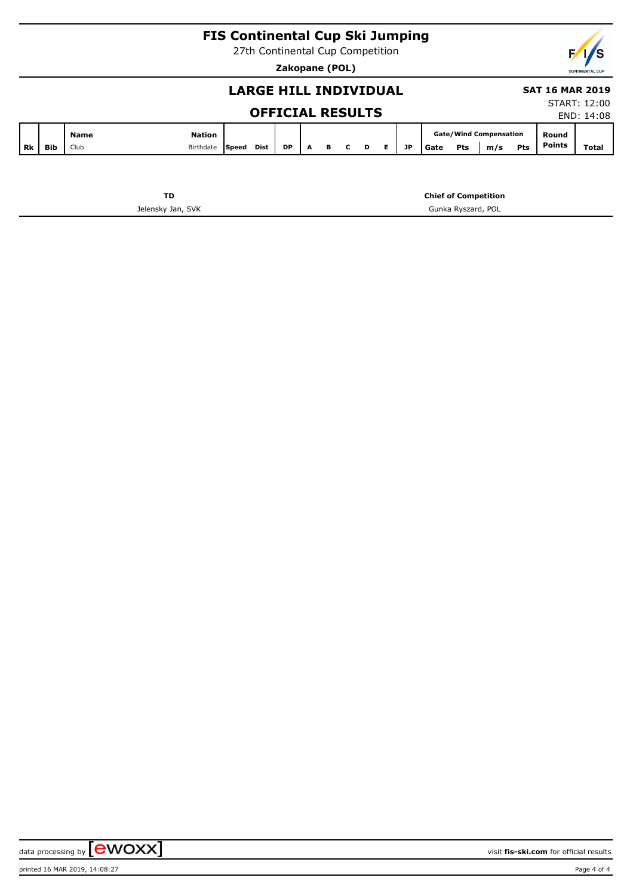# FIS Continental Cup Ski Jumping

27th Continental Cup Competition

**Zakopane (POL)**

## LARGE HILL INDIVIDUAL

**SAT 16 MAR 2019**

START: 12:00

END: 14:08

## OFFICIAL RESULTS

| | | Name | Nation | | | | | | | | | | Gate/Wind Compensation | | | | Round | |
|---|---|---|---|---|---|---|---|---|---|---|---|---|---|---|---|---|---|---|
| Rk | Bib | Club | Birthdate | Speed | Dist | DP | A | B | C | D | E | JP | Gate | Pts | m/s | Pts | Points | Total |

| TD | Chief of Competition |
|---|---|
| Jelensky Jan, SVK | Gunka Ryszard, POL |

data processing by [ewoxx]

visit **fis-ski.com** for official results

printed 16 MAR 2019, 14:08:27